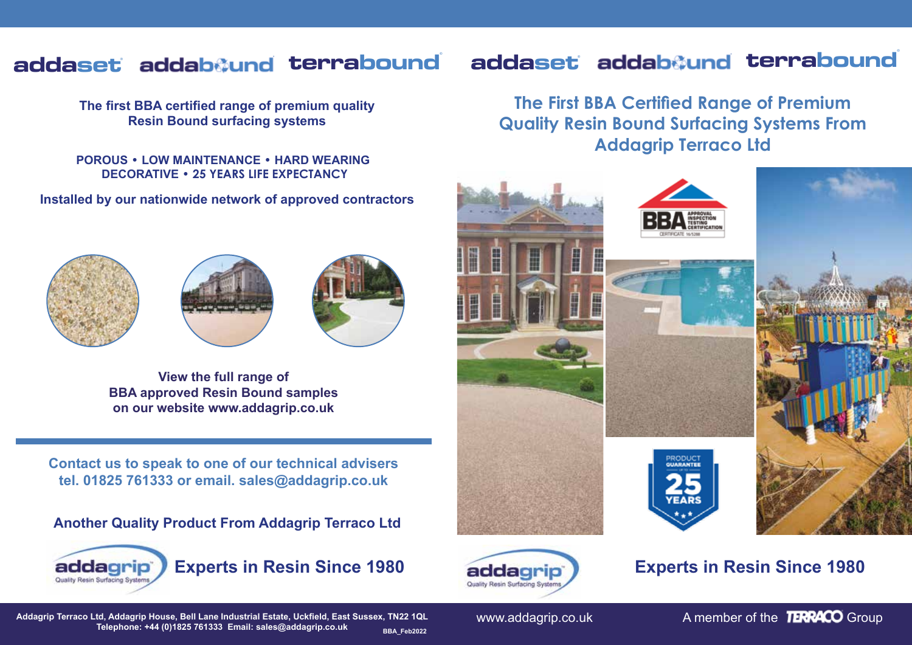addaset addabound terrabound

The first BBA certified range of premium quality Resin Bound surfacing systems

POROUS • LOW MAINTENANCE • HARD WEARING
DECORATIVE • 25 YEARS LIFE EXPECTANCY

Installed by our nationwide network of approved contractors

View the full range of BBA approved Resin Bound samples on our website www.addagrip.co.uk

Contact us to speak to one of our technical advisers tel. 01825 761333 or email. sales@addagrip.co.uk

Another Quality Product From Addagrip Terraco Ltd

addagrip Quality Resin Surfacing Systems

Experts in Resin Since 1980

Addagrip Terraco Ltd, Addagrip House, Bell Lane Industrial Estate, Uckfield, East Sussex, TN22 1QL
Telephone: +44 (0)1825 761333 Email: sales@addagrip.co.uk

BBA_Feb2022

addaset addabound terrabound

## The First BBA Certified Range of Premium Quality Resin Bound Surfacing Systems From Addagrip Terraco Ltd

BBA APPROVAL INSPECTION TESTING CERTIFICATION

PRODUCT GUARANTEE 25 YEARS

addagrip Quality Resin Surfacing Systems

Experts in Resin Since 1980

www.addagrip.co.uk

A member of the TERRACO Group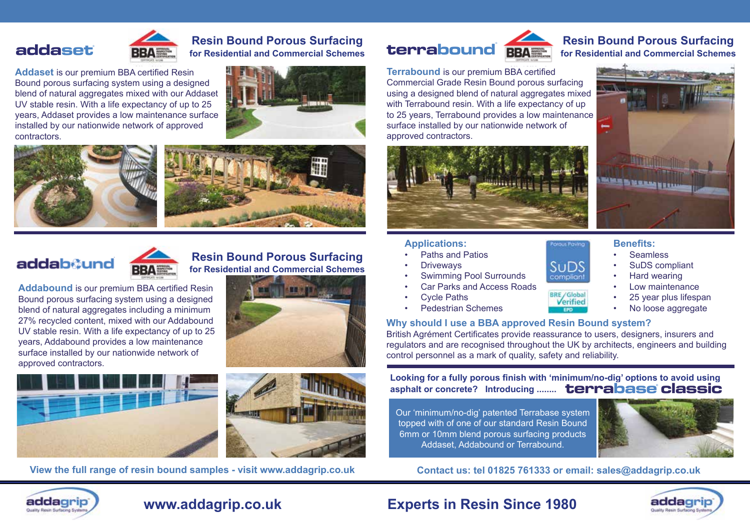## addaset

### Resin Bound Porous Surfacing
**for Residential and Commercial Schemes**

**Addaset** is our premium BBA certified Resin Bound porous surfacing system using a designed blend of natural aggregates mixed with our Addaset UV stable resin. With a life expectancy of up to 25 years, Addaset provides a low maintenance surface installed by our nationwide network of approved contractors.

## addabound

### Resin Bound Porous Surfacing
**for Residential and Commercial Schemes**

**Addabound** is our premium BBA certified Resin Bound porous surfacing system using a designed blend of natural aggregates including a minimum 27% recycled content, mixed with our Addabound UV stable resin. With a life expectancy of up to 25 years, Addabound provides a low maintenance surface installed by our nationwide network of approved contractors.

**View the full range of resin bound samples - visit www.addagrip.co.uk**

## terrabound

### Resin Bound Porous Surfacing
**for Residential and Commercial Schemes**

**Terrabound** is our premium BBA certified Commercial Grade Resin Bound porous surfacing using a designed blend of natural aggregates mixed with Terrabound resin. With a life expectancy of up to 25 years, Terrabound provides a low maintenance surface installed by our nationwide network of approved contractors.

### Applications:

- Paths and Patios
- Driveways
- Swimming Pool Surrounds
- Car Parks and Access Roads
- Cycle Paths
- Pedestrian Schemes

Porous Paving – SuDS compliant

BRE Global Verified EPD

### Benefits:

- Seamless
- SuDS compliant
- Hard wearing
- Low maintenance
- 25 year plus lifespan
- No loose aggregate

### Why should I use a BBA approved Resin Bound system?

British Agrément Certificates provide reassurance to users, designers, insurers and regulators and are recognised throughout the UK by architects, engineers and building control personnel as a mark of quality, safety and reliability.

**Looking for a fully porous finish with 'minimum/no-dig' options to avoid using asphalt or concrete? Introducing ........ terrabase classic**

Our 'minimum/no-dig' patented Terrabase system topped with one of our standard Resin Bound 6mm or 10mm blend porous surfacing products Addaset, Addabound or Terrabound.

**Contact us: tel 01825 761333 or email: sales@addagrip.co.uk**

**www.addagrip.co.uk** **Experts in Resin Since 1980**